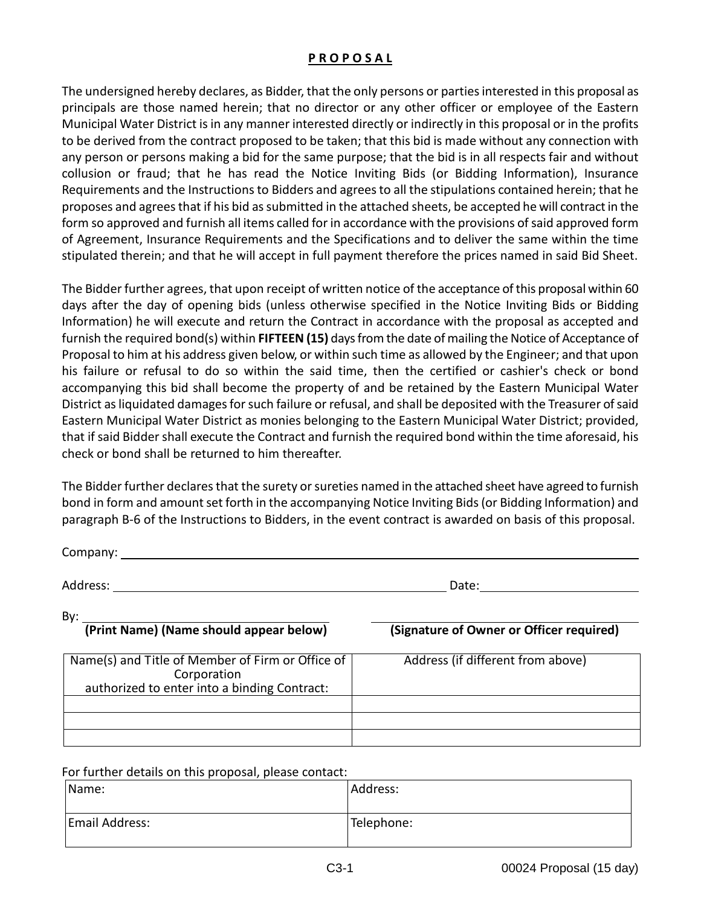# **PROPOSAL**

The undersigned hereby declares, as Bidder, that the only persons or parties interested in this proposal as principals are those named herein; that no director or any other officer or employee of the Eastern Municipal Water District is in any manner interested directly or indirectly in this proposal or in the profits to be derived from the contract proposed to be taken; that this bid is made without any connection with any person or persons making a bid for the same purpose; that the bid is in all respects fair and without collusion or fraud; that he has read the Notice Inviting Bids (or Bidding Information), Insurance Requirements and the Instructions to Bidders and agrees to all the stipulations contained herein; that he proposes and agrees that if his bid as submitted in the attached sheets, be accepted he will contract in the form so approved and furnish all items called for in accordance with the provisions of said approved form of Agreement, Insurance Requirements and the Specifications and to deliver the same within the time stipulated therein; and that he will accept in full payment therefore the prices named in said Bid Sheet.

The Bidder further agrees, that upon receipt of written notice of the acceptance of this proposal within 60 days after the day of opening bids (unless otherwise specified in the Notice Inviting Bids or Bidding Information) he will execute and return the Contract in accordance with the proposal as accepted and furnish the required bond(s) within **FIFTEEN (15)** days from the date of mailing the Notice of Acceptance of Proposal to him at his address given below, or within such time as allowed by the Engineer; and that upon his failure or refusal to do so within the said time, then the certified or cashier's check or bond accompanying this bid shall become the property of and be retained by the Eastern Municipal Water District as liquidated damages for such failure or refusal, and shall be deposited with the Treasurer of said Eastern Municipal Water District as monies belonging to the Eastern Municipal Water District; provided, that if said Bidder shall execute the Contract and furnish the required bond within the time aforesaid, his check or bond shall be returned to him thereafter.

The Bidder further declares that the surety or sureties named in the attached sheet have agreed to furnish bond in form and amount set forth in the accompanying Notice Inviting Bids (or Bidding Information) and paragraph B-6 of the Instructions to Bidders, in the event contract is awarded on basis of this proposal.

Company: ______________________________________________

Address: ______________________________ Date: ______________

By: ______________________________ ______________________________

**(Print Name) (Name should appear below)** **(Signature of Owner or Officer required)**

| Name(s) and Title of Member of Firm or Office of Corporation authorized to enter into a binding Contract: | Address (if different from above) |
|---|---|
| | |
| | |
| | |

For further details on this proposal, please contact:

| Name: | Address: |
|---|---|
| Email Address: | Telephone: |

C3-1 00024 Proposal (15 day)